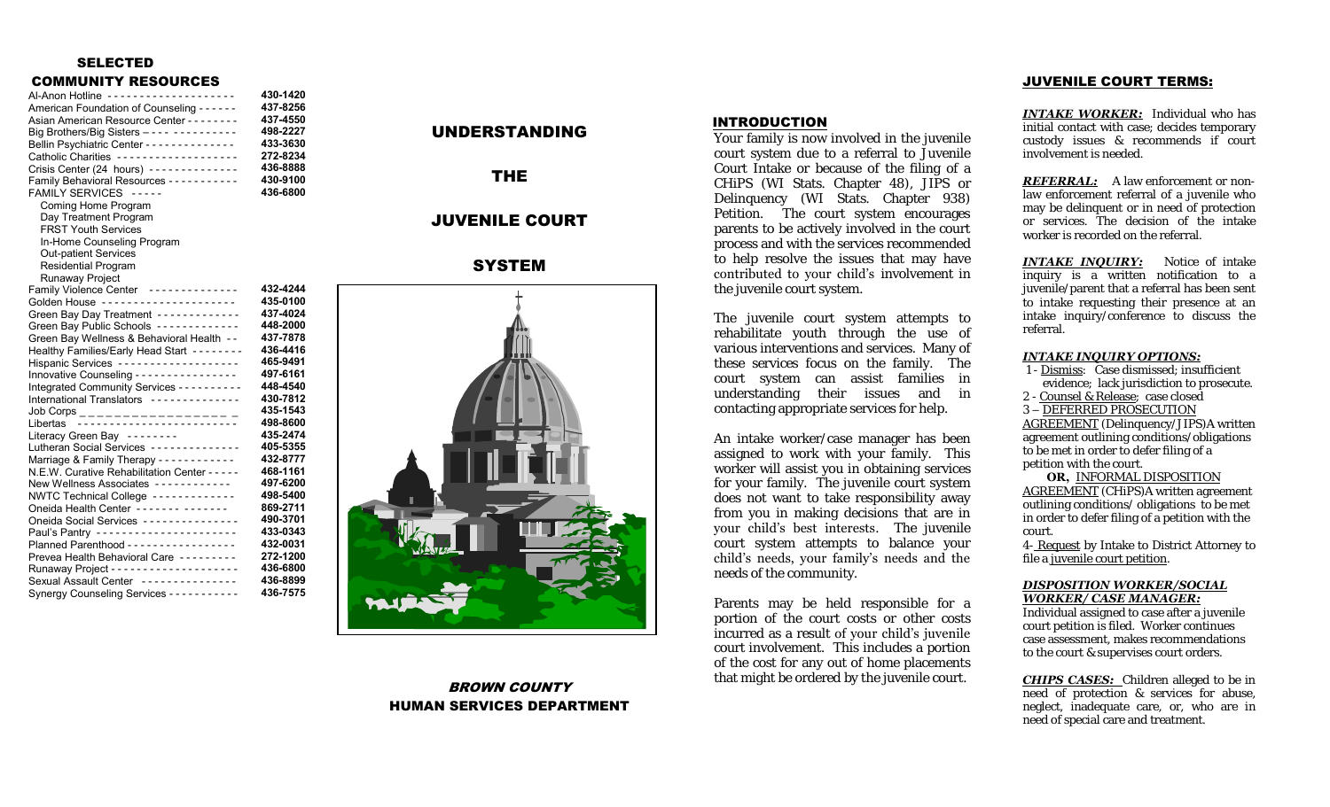## SELECTED COMMUNITY RESOURCES

| Resource | Phone |
|---|---|
| Al-Anon Hotline | 430-1420 |
| American Foundation of Counseling | 437-8256 |
| Asian American Resource Center | 437-4550 |
| Big Brothers/Big Sisters | 498-2227 |
| Bellin Psychiatric Center | 433-3630 |
| Catholic Charities | 272-8234 |
| Crisis Center (24 hours) | 436-8888 |
| Family Behavioral Resources | 430-9100 |
| FAMILY SERVICES | 436-6800 |
| Coming Home Program | |
| Day Treatment Program | |
| FRST Youth Services | |
| In-Home Counseling Program | |
| Out-patient Services | |
| Residential Program | |
| Runaway Project | |
| Family Violence Center | 432-4244 |
| Golden House | 435-0100 |
| Green Bay Day Treatment | 437-4024 |
| Green Bay Public Schools | 448-2000 |
| Green Bay Wellness & Behavioral Health | 437-7878 |
| Healthy Families/Early Head Start | 436-4416 |
| Hispanic Services | 465-9491 |
| Innovative Counseling | 497-6161 |
| Integrated Community Services | 448-4540 |
| International Translators | 430-7812 |
| Job Corps | 435-1543 |
| Libertas | 498-8600 |
| Literacy Green Bay | 435-2474 |
| Lutheran Social Services | 405-5355 |
| Marriage & Family Therapy | 432-8777 |
| N.E.W. Curative Rehabilitation Center | 468-1161 |
| New Wellness Associates | 497-6200 |
| NWTC Technical College | 498-5400 |
| Oneida Health Center | 869-2711 |
| Oneida Social Services | 490-3701 |
| Paul's Pantry | 433-0343 |
| Planned Parenthood | 432-0031 |
| Prevea Health Behavioral Care | 272-1200 |
| Runaway Project | 436-6800 |
| Sexual Assault Center | 436-8899 |
| Synergy Counseling Services | 436-7575 |

# UNDERSTANDING THE JUVENILE COURT SYSTEM

***BROWN COUNTY***

**HUMAN SERVICES DEPARTMENT**

## INTRODUCTION

Your family is now involved in the juvenile court system due to a referral to Juvenile Court Intake or because of the filing of a CHiPS (WI Stats. Chapter 48), JIPS or Delinquency (WI Stats. Chapter 938) Petition. The court system encourages parents to be actively involved in the court process and with the services recommended to help resolve the issues that may have contributed to your child's involvement in the juvenile court system.

The juvenile court system attempts to rehabilitate youth through the use of various interventions and services. Many of these services focus on the family. The court system can assist families in understanding their issues and in contacting appropriate services for help.

An intake worker/case manager has been assigned to work with your family. This worker will assist you in obtaining services for your family. The juvenile court system does not want to take responsibility away from you in making decisions that are in your child's best interests. The juvenile court system attempts to balance your child's needs, your family's needs and the needs of the community.

Parents may be held responsible for a portion of the court costs or other costs incurred as a result of your child's juvenile court involvement. This includes a portion of the cost for any out of home placements that might be ordered by the juvenile court.

## JUVENILE COURT TERMS:

***INTAKE WORKER:*** Individual who has initial contact with case; decides temporary custody issues & recommends if court involvement is needed.

***REFERRAL:*** A law enforcement or non-law enforcement referral of a juvenile who may be delinquent or in need of protection or services. The decision of the intake worker is recorded on the referral.

***INTAKE INQUIRY:*** Notice of intake inquiry is a written notification to a juvenile/parent that a referral has been sent to intake requesting their presence at an intake inquiry/conference to discuss the referral.

***INTAKE INQUIRY OPTIONS:***

1 - Dismiss: Case dismissed; insufficient evidence; lack jurisdiction to prosecute.
2 - Counsel & Release; case closed
3 – DEFERRED PROSECUTION AGREEMENT (Delinquency/JIPS) A written agreement outlining conditions/obligations to be met in order to defer filing of a petition with the court.
**OR,** INFORMAL DISPOSITION AGREEMENT (CHiPS) A written agreement outlining conditions/ obligations to be met in order to defer filing of a petition with the court.
4- Request by Intake to District Attorney to file a juvenile court petition.

***DISPOSITION WORKER/SOCIAL WORKER/ CASE MANAGER:***
Individual assigned to case after a juvenile court petition is filed. Worker continues case assessment, makes recommendations to the court & supervises court orders.

***CHIPS CASES:*** Children alleged to be in need of protection & services for abuse, neglect, inadequate care, or, who are in need of special care and treatment.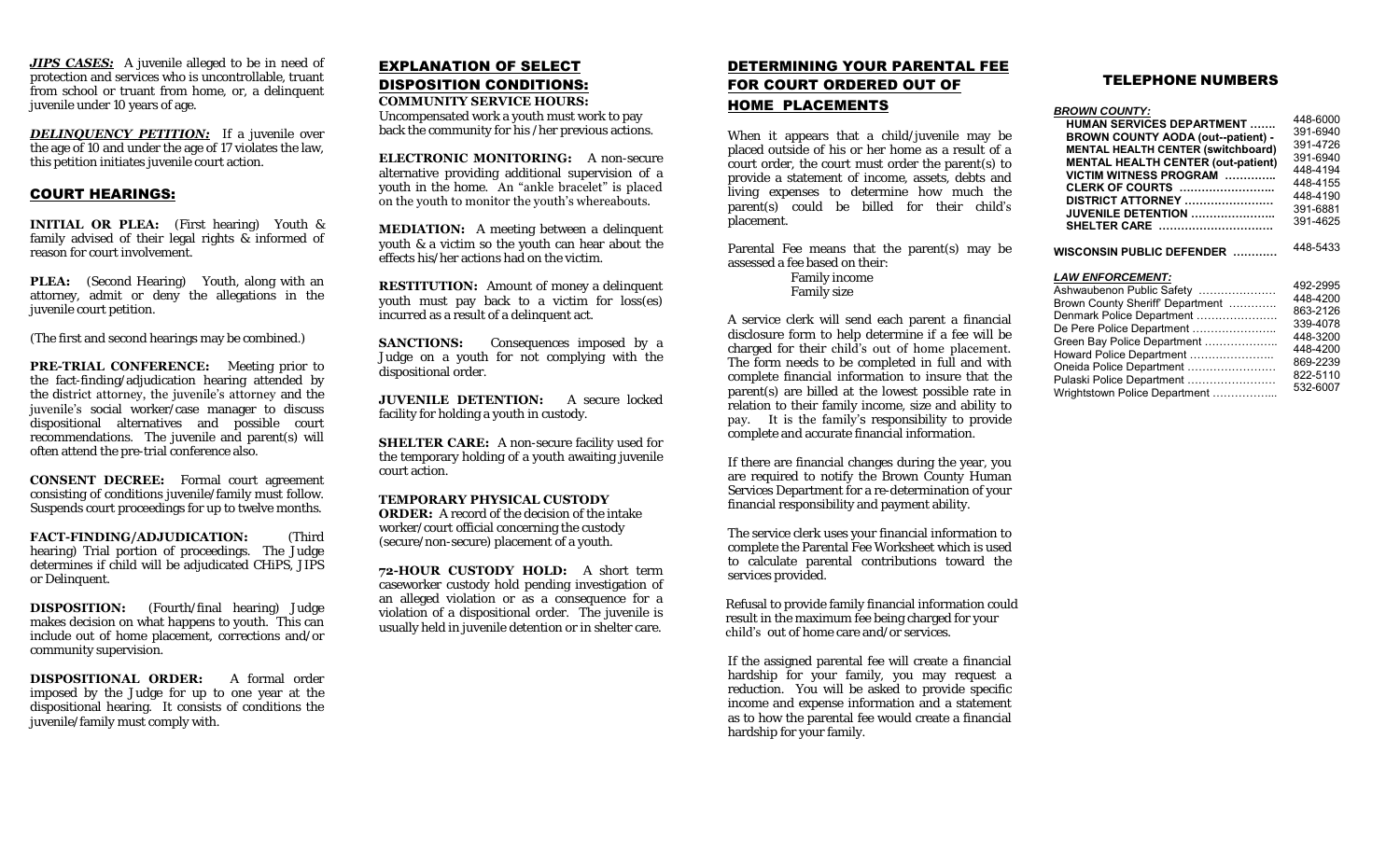***JIPS CASES:*** A juvenile alleged to be in need of protection and services who is uncontrollable, truant from school or truant from home, or, a delinquent juvenile under 10 years of age.

***DELINQUENCY PETITION:*** If a juvenile over the age of 10 and under the age of 17 violates the law, this petition initiates juvenile court action.

## COURT HEARINGS:

**INITIAL OR PLEA:** (First hearing) Youth & family advised of their legal rights & informed of reason for court involvement.

**PLEA:** (Second Hearing) Youth, along with an attorney, admit or deny the allegations in the juvenile court petition.

(The first and second hearings may be combined.)

**PRE-TRIAL CONFERENCE:** Meeting prior to the fact-finding/adjudication hearing attended by the district attorney, the juvenile's attorney and the juvenile's social worker/case manager to discuss dispositional alternatives and possible court recommendations. The juvenile and parent(s) will often attend the pre-trial conference also.

**CONSENT DECREE:** Formal court agreement consisting of conditions juvenile/family must follow. Suspends court proceedings for up to twelve months.

**FACT-FINDING/ADJUDICATION:** (Third hearing) Trial portion of proceedings. The Judge determines if child will be adjudicated CHiPS, JIPS or Delinquent.

**DISPOSITION:** (Fourth/final hearing) Judge makes decision on what happens to youth. This can include out of home placement, corrections and/or community supervision.

**DISPOSITIONAL ORDER:** A formal order imposed by the Judge for up to one year at the dispositional hearing. It consists of conditions the juvenile/family must comply with.

## EXPLANATION OF SELECT DISPOSITION CONDITIONS:

**COMMUNITY SERVICE HOURS:**
Uncompensated work a youth must work to pay back the community for his /her previous actions.

**ELECTRONIC MONITORING:** A non-secure alternative providing additional supervision of a youth in the home. An "ankle bracelet" is placed on the youth to monitor the youth's whereabouts.

**MEDIATION:** A meeting between a delinquent youth & a victim so the youth can hear about the effects his/her actions had on the victim.

**RESTITUTION:** Amount of money a delinquent youth must pay back to a victim for loss(es) incurred as a result of a delinquent act.

**SANCTIONS:** Consequences imposed by a Judge on a youth for not complying with the dispositional order.

**JUVENILE DETENTION:** A secure locked facility for holding a youth in custody.

**SHELTER CARE:** A non-secure facility used for the temporary holding of a youth awaiting juvenile court action.

**TEMPORARY PHYSICAL CUSTODY ORDER:** A record of the decision of the intake worker/court official concerning the custody (secure/non-secure) placement of a youth.

**72-HOUR CUSTODY HOLD:** A short term caseworker custody hold pending investigation of an alleged violation or as a consequence for a violation of a dispositional order. The juvenile is usually held in juvenile detention or in shelter care.

## DETERMINING YOUR PARENTAL FEE FOR COURT ORDERED OUT OF HOME PLACEMENTS

When it appears that a child/juvenile may be placed outside of his or her home as a result of a court order, the court must order the parent(s) to provide a statement of income, assets, debts and living expenses to determine how much the parent(s) could be billed for their child's placement.

Parental Fee means that the parent(s) may be assessed a fee based on their:

Family income
Family size

A service clerk will send each parent a financial disclosure form to help determine if a fee will be charged for their child's out of home placement. The form needs to be completed in full and with complete financial information to insure that the parent(s) are billed at the lowest possible rate in relation to their family income, size and ability to pay. It is the family's responsibility to provide complete and accurate financial information.

If there are financial changes during the year, you are required to notify the Brown County Human Services Department for a re-determination of your financial responsibility and payment ability.

The service clerk uses your financial information to complete the Parental Fee Worksheet which is used to calculate parental contributions toward the services provided.

Refusal to provide family financial information could result in the maximum fee being charged for your child's out of home care and/or services.

If the assigned parental fee will create a financial hardship for your family, you may request a reduction. You will be asked to provide specific income and expense information and a statement as to how the parental fee would create a financial hardship for your family.

## TELEPHONE NUMBERS

***BROWN COUNTY:***

| | |
|---|---|
| **HUMAN SERVICES DEPARTMENT** ....... | 448-6000 |
| **BROWN COUNTY AODA (out--patient) -** | 391-6940 |
| **MENTAL HEALTH CENTER (switchboard)** | 391-4726 |
| **MENTAL HEALTH CENTER (out-patient)** | 391-6940 |
| **VICTIM WITNESS PROGRAM** ............. | 448-4194 |
| **CLERK OF COURTS** .......................... | 448-4155 |
| **DISTRICT ATTORNEY** ........................ | 448-4190 |
| **JUVENILE DETENTION** ...................... | 391-6881 |
| **SHELTER CARE** ............................... | 391-4625 |
| **WISCONSIN PUBLIC DEFENDER** ........... | 448-5433 |

***LAW ENFORCEMENT:***

| | |
|---|---|
| Ashwaubenon Public Safety .................... | 492-2995 |
| Brown County Sheriff' Department ............ | 448-4200 |
| Denmark Police Department ...................... | 863-2126 |
| De Pere Police Department ....................... | 339-4078 |
| Green Bay Police Department .................... | 448-3200 |
| Howard Police Department ....................... | 448-4200 |
| Oneida Police Department ........................ | 869-2239 |
| Pulaski Police Department ........................ | 822-5110 |
| Wrightstown Police Department ................. | 532-6007 |